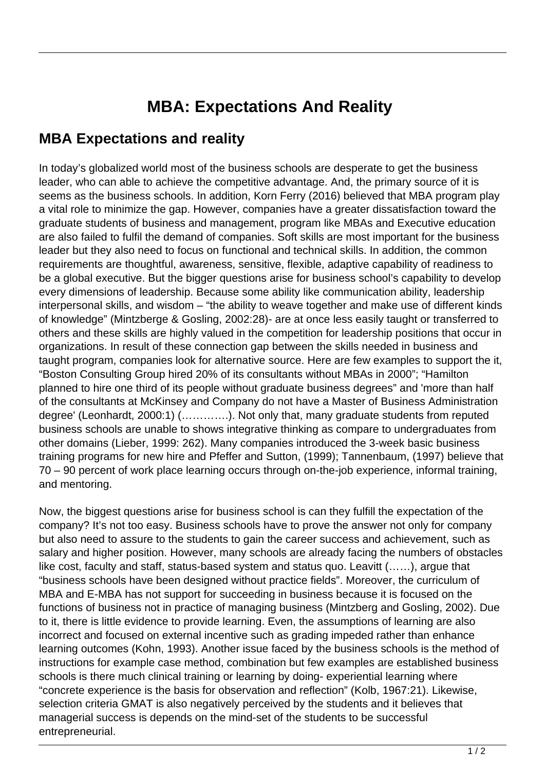# MBA: Expectations And Reality

## MBA Expectations and reality

In today's globalized world most of the business schools are desperate to get the business leader, who can able to achieve the competitive advantage. And, the primary source of it is seems as the business schools. In addition, Korn Ferry (2016) believed that MBA program play a vital role to minimize the gap. However, companies have a greater dissatisfaction toward the graduate students of business and management, program like MBAs and Executive education are also failed to fulfil the demand of companies. Soft skills are most important for the business leader but they also need to focus on functional and technical skills. In addition, the common requirements are thoughtful, awareness, sensitive, flexible, adaptive capability of readiness to be a global executive. But the bigger questions arise for business school's capability to develop every dimensions of leadership. Because some ability like communication ability, leadership interpersonal skills, and wisdom – "the ability to weave together and make use of different kinds of knowledge" (Mintzberge & Gosling, 2002:28)- are at once less easily taught or transferred to others and these skills are highly valued in the competition for leadership positions that occur in organizations. In result of these connection gap between the skills needed in business and taught program, companies look for alternative source. Here are few examples to support the it, "Boston Consulting Group hired 20% of its consultants without MBAs in 2000"; "Hamilton planned to hire one third of its people without graduate business degrees" and 'more than half of the consultants at McKinsey and Company do not have a Master of Business Administration degree' (Leonhardt, 2000:1) (…………). Not only that, many graduate students from reputed business schools are unable to shows integrative thinking as compare to undergraduates from other domains (Lieber, 1999: 262). Many companies introduced the 3-week basic business training programs for new hire and Pfeffer and Sutton, (1999); Tannenbaum, (1997) believe that 70 – 90 percent of work place learning occurs through on-the-job experience, informal training, and mentoring.

Now, the biggest questions arise for business school is can they fulfill the expectation of the company? It's not too easy. Business schools have to prove the answer not only for company but also need to assure to the students to gain the career success and achievement, such as salary and higher position. However, many schools are already facing the numbers of obstacles like cost, faculty and staff, status-based system and status quo. Leavitt (……), argue that "business schools have been designed without practice fields". Moreover, the curriculum of MBA and E-MBA has not support for succeeding in business because it is focused on the functions of business not in practice of managing business (Mintzberg and Gosling, 2002). Due to it, there is little evidence to provide learning. Even, the assumptions of learning are also incorrect and focused on external incentive such as grading impeded rather than enhance learning outcomes (Kohn, 1993). Another issue faced by the business schools is the method of instructions for example case method, combination but few examples are established business schools is there much clinical training or learning by doing- experiential learning where "concrete experience is the basis for observation and reflection" (Kolb, 1967:21). Likewise, selection criteria GMAT is also negatively perceived by the students and it believes that managerial success is depends on the mind-set of the students to be successful entrepreneurial.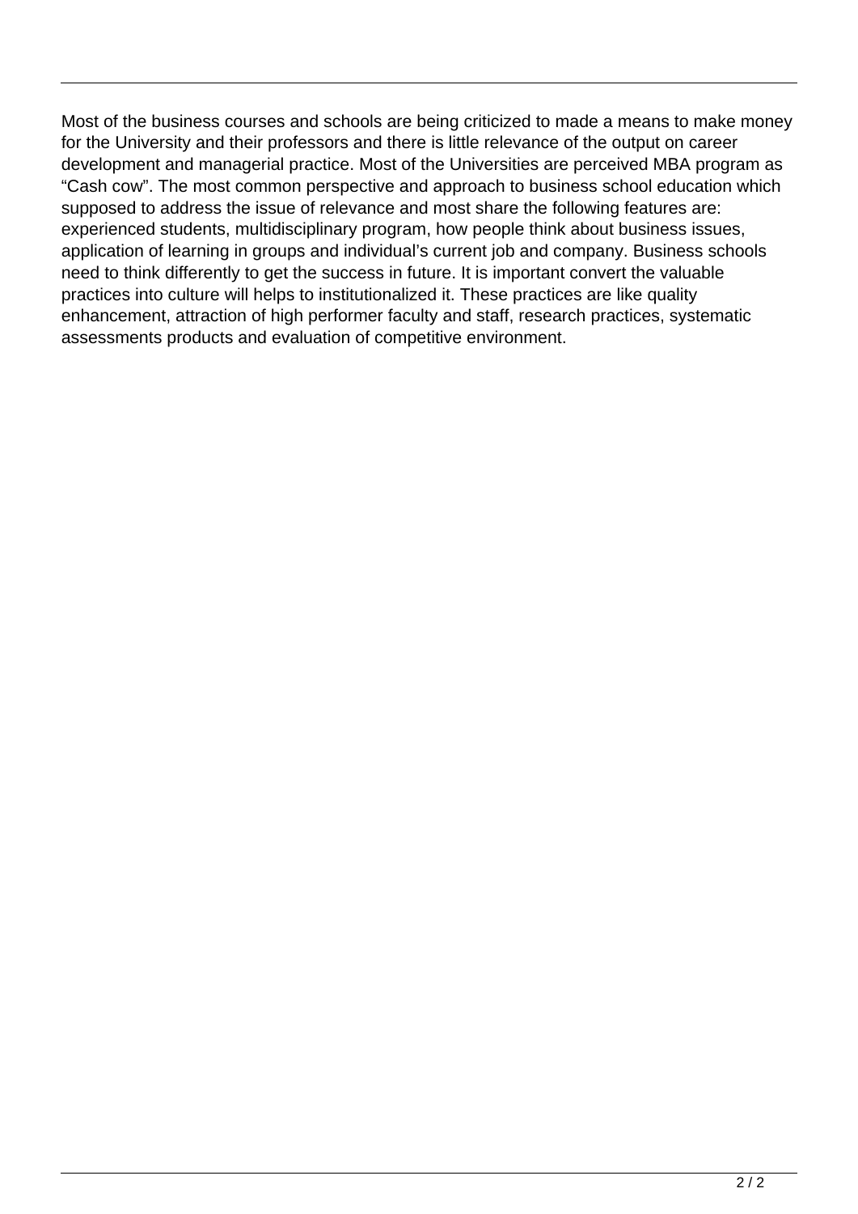Most of the business courses and schools are being criticized to made a means to make money for the University and their professors and there is little relevance of the output on career development and managerial practice. Most of the Universities are perceived MBA program as “Cash cow”. The most common perspective and approach to business school education which supposed to address the issue of relevance and most share the following features are: experienced students, multidisciplinary program, how people think about business issues, application of learning in groups and individual’s current job and company. Business schools need to think differently to get the success in future. It is important convert the valuable practices into culture will helps to institutionalized it. These practices are like quality enhancement, attraction of high performer faculty and staff, research practices, systematic assessments products and evaluation of competitive environment.